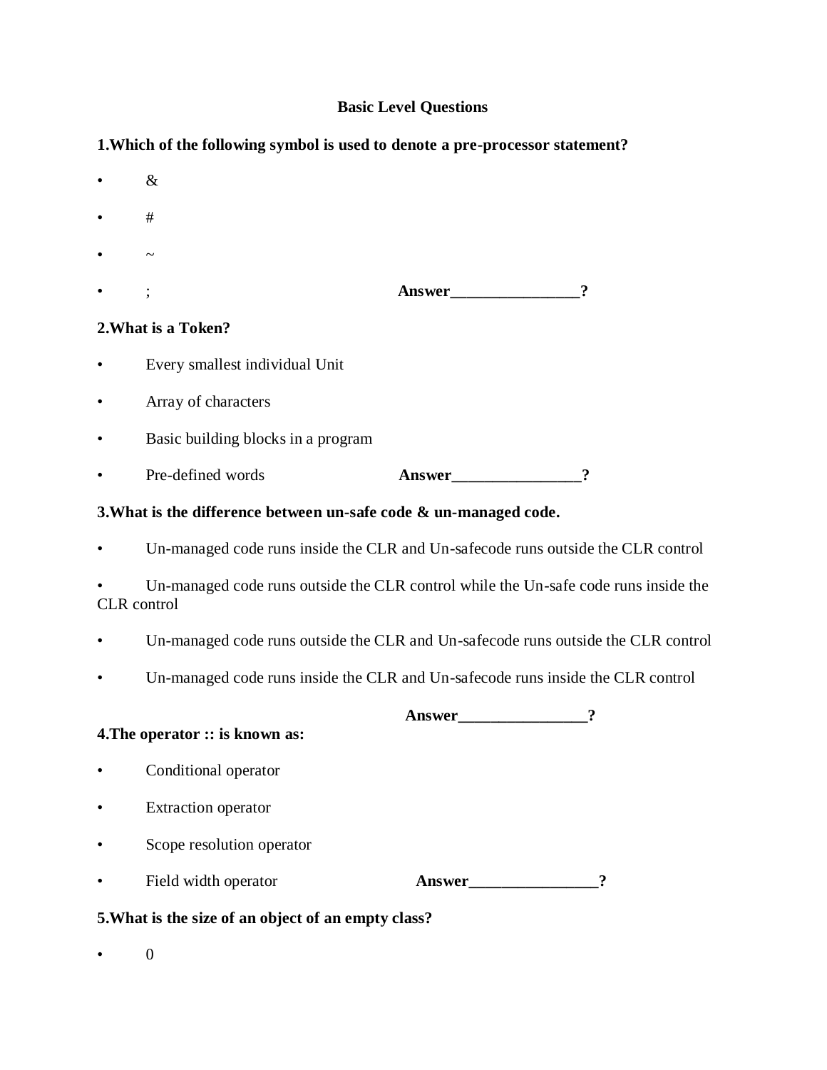## Basic Level Questions

**1.Which of the following symbol is used to denote a pre-processor statement?**

- &
- #
- ~
- ; **Answer________________?**

**2.What is a Token?**

- Every smallest individual Unit
- Array of characters
- Basic building blocks in a program
- Pre-defined words **Answer________________?**

**3.What is the difference between un-safe code & un-managed code.**

- Un-managed code runs inside the CLR and Un-safecode runs outside the CLR control
- Un-managed code runs outside the CLR control while the Un-safe code runs inside the CLR control
- Un-managed code runs outside the CLR and Un-safecode runs outside the CLR control
- Un-managed code runs inside the CLR and Un-safecode runs inside the CLR control

**Answer________________?**

**4.The operator :: is known as:**

- Conditional operator
- Extraction operator
- Scope resolution operator
- Field width operator **Answer________________?**

**5.What is the size of an object of an empty class?**

- 0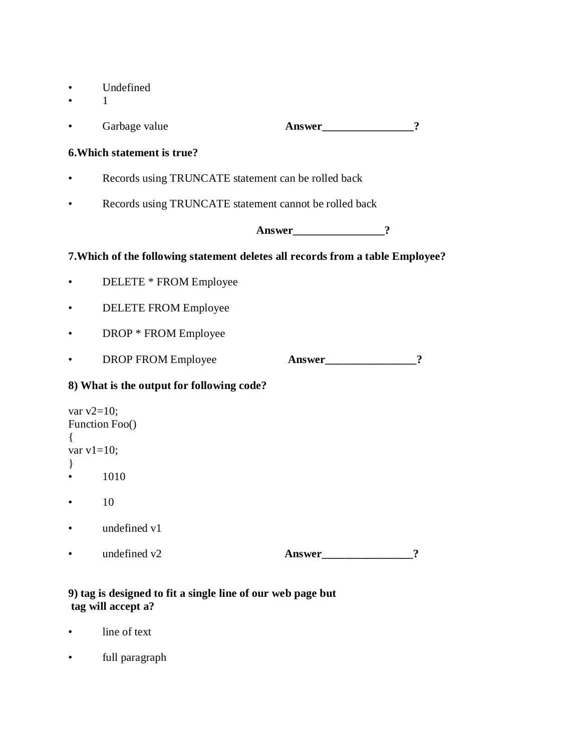- Undefined
- 1
- Garbage value **Answer________________?**

**6.Which statement is true?**

- Records using TRUNCATE statement can be rolled back
- Records using TRUNCATE statement cannot be rolled back

**Answer________________?**

**7.Which of the following statement deletes all records from a table Employee?**

- DELETE * FROM Employee
- DELETE FROM Employee
- DROP * FROM Employee
- DROP FROM Employee **Answer________________?**

**8) What is the output for following code?**

```
var v2=10;
Function Foo()
{
var v1=10;
}
```

- 1010
- 10
- undefined v1
- undefined v2 **Answer________________?**

**9) tag is designed to fit a single line of our web page but tag will accept a?**

- line of text
- full paragraph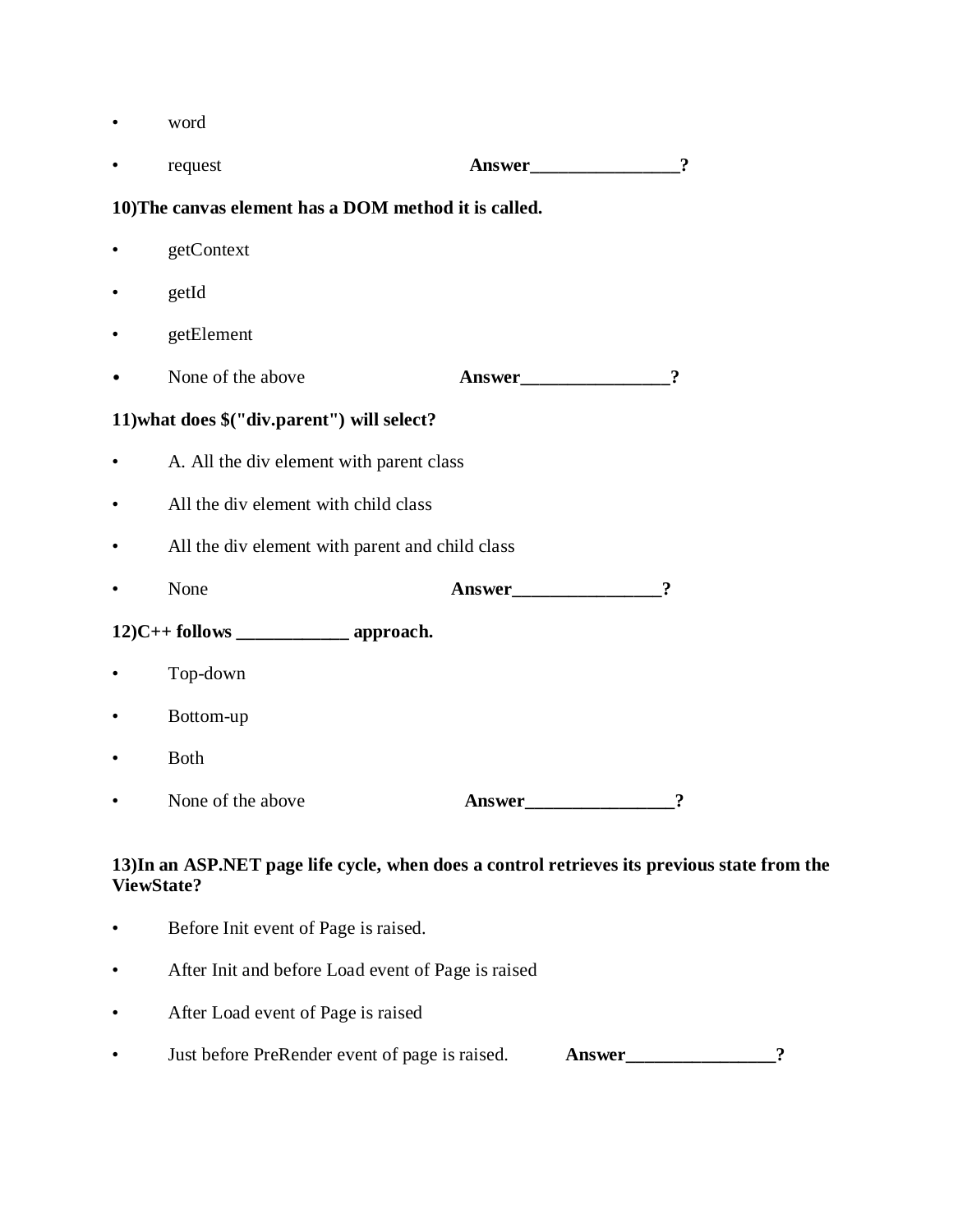- word
- request **Answer________________?**

**10)The canvas element has a DOM method it is called.**

- getContext
- getId
- getElement
- None of the above **Answer________________?**

**11)what does $("div.parent") will select?**

- A. All the div element with parent class
- All the div element with child class
- All the div element with parent and child class
- None **Answer________________?**

**12)C++ follows ____________ approach.**

- Top-down
- Bottom-up
- Both
- None of the above **Answer________________?**

**13)In an ASP.NET page life cycle, when does a control retrieves its previous state from the ViewState?**

- Before Init event of Page is raised.
- After Init and before Load event of Page is raised
- After Load event of Page is raised
- Just before PreRender event of page is raised. **Answer________________?**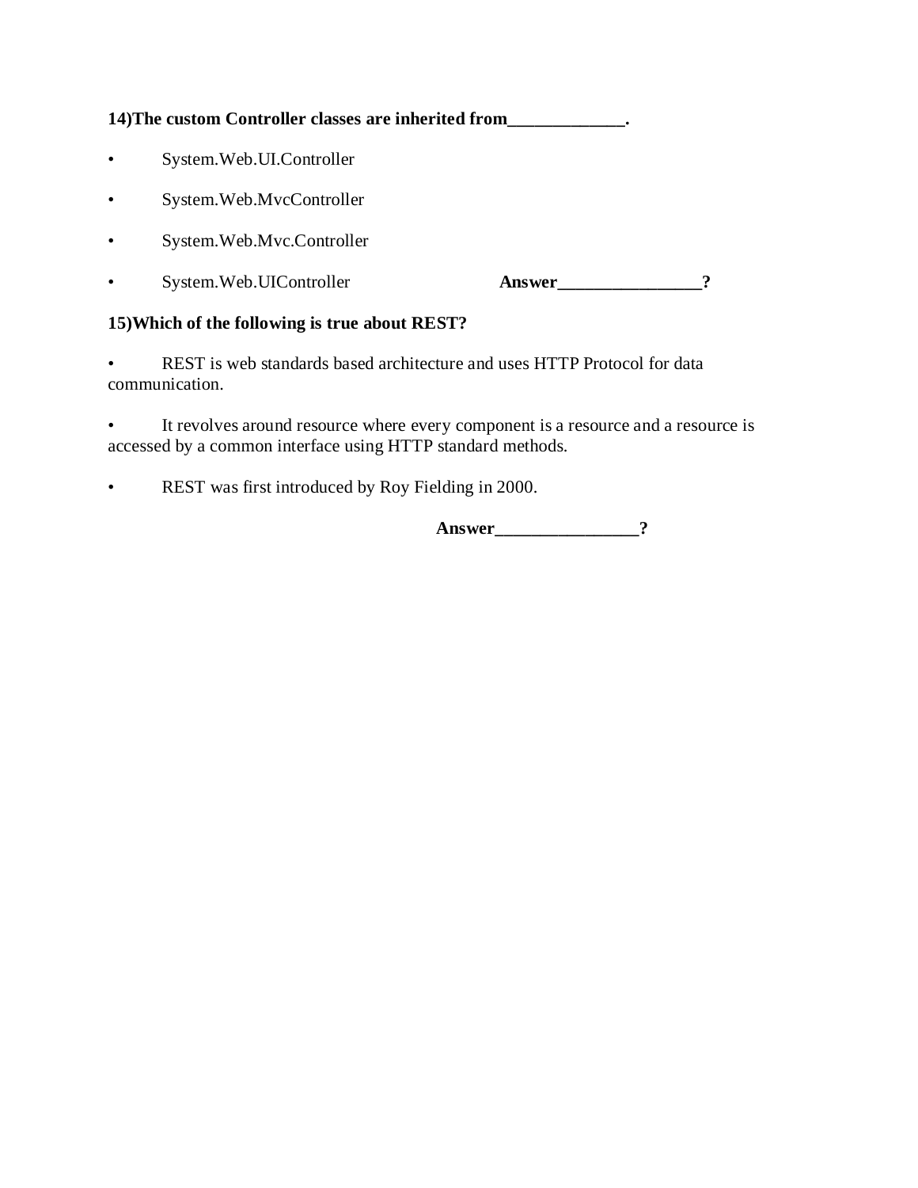**14)The custom Controller classes are inherited from_____________.**

- System.Web.UI.Controller
- System.Web.MvcController
- System.Web.Mvc.Controller
- System.Web.UIController **Answer________________?**

**15)Which of the following is true about REST?**

- REST is web standards based architecture and uses HTTP Protocol for data communication.
- It revolves around resource where every component is a resource and a resource is accessed by a common interface using HTTP standard methods.
- REST was first introduced by Roy Fielding in 2000.

**Answer________________?**